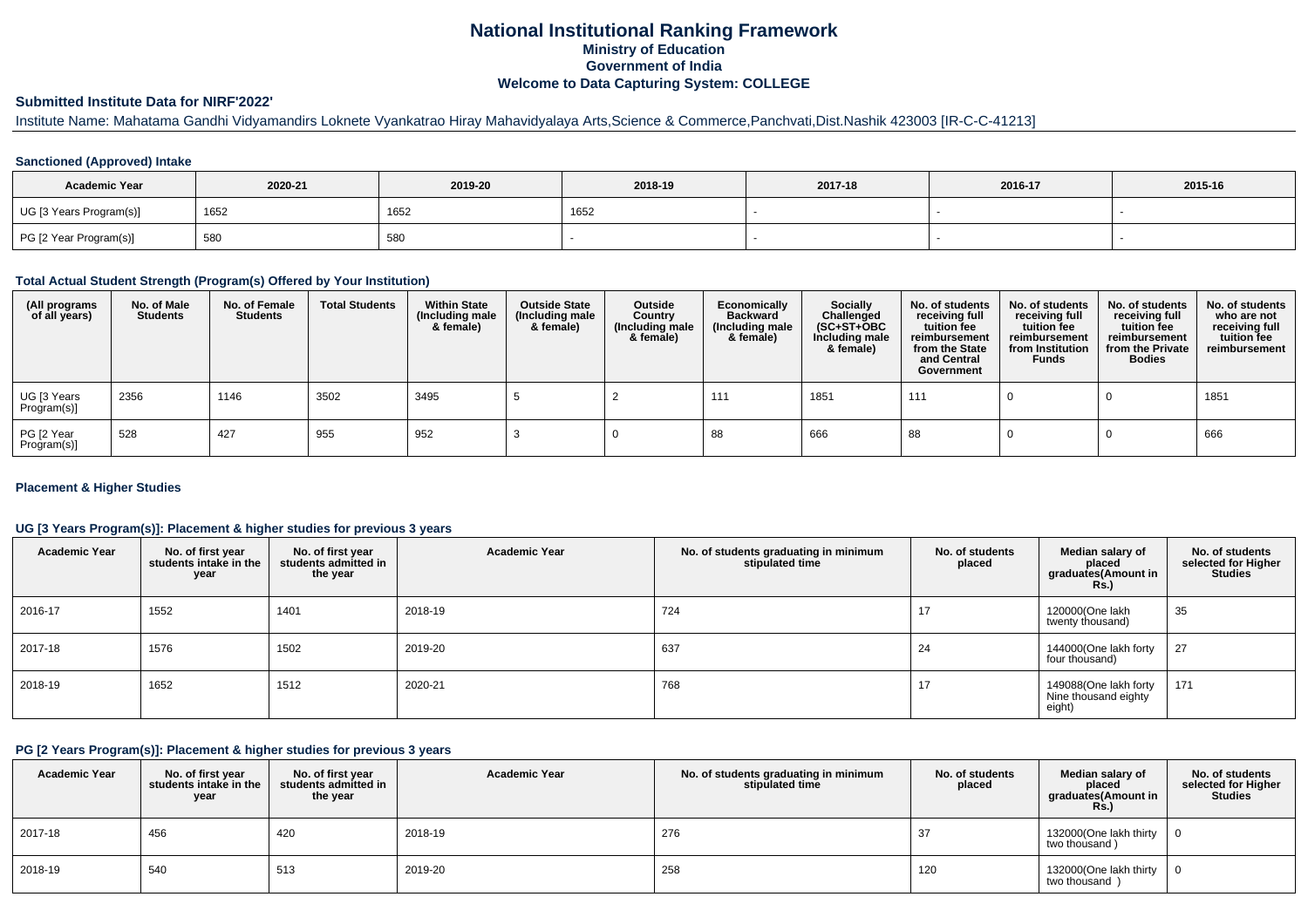# National Institutional Ranking Framework
## Ministry of Education
## Government of India
## Welcome to Data Capturing System: COLLEGE

### Submitted Institute Data for NIRF'2022'

Institute Name: Mahatama Gandhi Vidyamandirs Loknete Vyankatrao Hiray Mahavidyalaya Arts,Science & Commerce,Panchvati,Dist.Nashik 423003 [IR-C-C-41213]

#### Sanctioned (Approved) Intake

| Academic Year | 2020-21 | 2019-20 | 2018-19 | 2017-18 | 2016-17 | 2015-16 |
|---|---|---|---|---|---|---|
| UG [3 Years Program(s)] | 1652 | 1652 | 1652 | - | - | - |
| PG [2 Year Program(s)] | 580 | 580 | - | - | - | - |

#### Total Actual Student Strength (Program(s) Offered by Your Institution)

| (All programs of all years) | No. of Male Students | No. of Female Students | Total Students | Within State (Including male & female) | Outside State (Including male & female) | Outside Country (Including male & female) | Economically Backward (Including male & female) | Socially Challenged (SC+ST+OBC Including male & female) | No. of students receiving full tuition fee reimbursement from the State and Central Government | No. of students receiving full tuition fee reimbursement from Institution Funds | No. of students receiving full tuition fee reimbursement from the Private Bodies | No. of students who are not receiving full tuition fee reimbursement |
|---|---|---|---|---|---|---|---|---|---|---|---|---|
| UG [3 Years Program(s)] | 2356 | 1146 | 3502 | 3495 | 5 | 2 | 111 | 1851 | 111 | 0 | 0 | 1851 |
| PG [2 Year Program(s)] | 528 | 427 | 955 | 952 | 3 | 0 | 88 | 666 | 88 | 0 | 0 | 666 |

#### Placement & Higher Studies

#### UG [3 Years Program(s)]: Placement & higher studies for previous 3 years

| Academic Year | No. of first year students intake in the year | No. of first year students admitted in the year | Academic Year | No. of students graduating in minimum stipulated time | No. of students placed | Median salary of placed graduates(Amount in Rs.) | No. of students selected for Higher Studies |
|---|---|---|---|---|---|---|---|
| 2016-17 | 1552 | 1401 | 2018-19 | 724 | 17 | 120000(One lakh twenty thousand) | 35 |
| 2017-18 | 1576 | 1502 | 2019-20 | 637 | 24 | 144000(One lakh forty four thousand) | 27 |
| 2018-19 | 1652 | 1512 | 2020-21 | 768 | 17 | 149088(One lakh forty Nine thousand eighty eight) | 171 |

#### PG [2 Years Program(s)]: Placement & higher studies for previous 3 years

| Academic Year | No. of first year students intake in the year | No. of first year students admitted in the year | Academic Year | No. of students graduating in minimum stipulated time | No. of students placed | Median salary of placed graduates(Amount in Rs.) | No. of students selected for Higher Studies |
|---|---|---|---|---|---|---|---|
| 2017-18 | 456 | 420 | 2018-19 | 276 | 37 | 132000(One lakh thirty two thousand ) | 0 |
| 2018-19 | 540 | 513 | 2019-20 | 258 | 120 | 132000(One lakh thirty two thousand ) | 0 |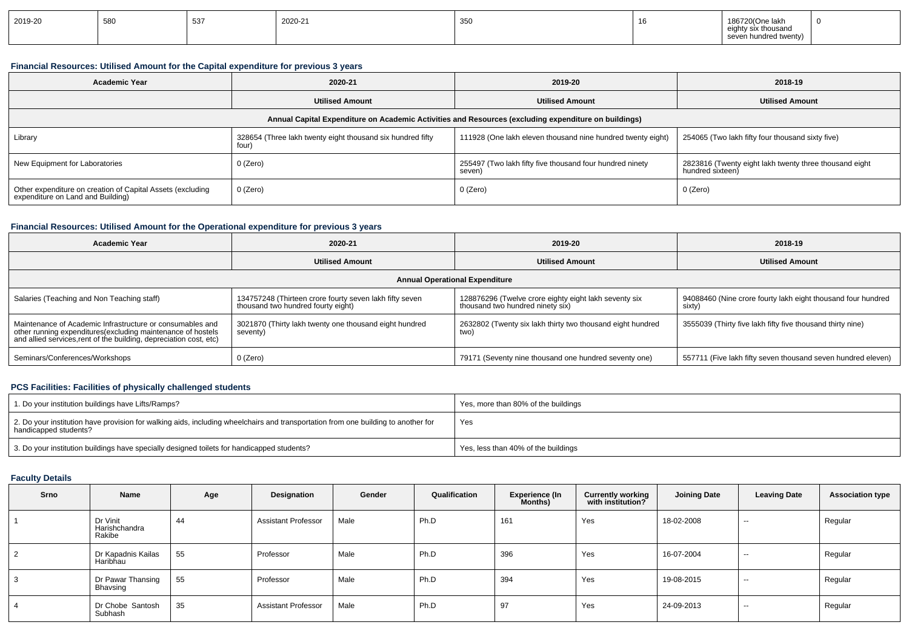| 2019-20 | 580 | 537 | 2020-21 | 350 | 16 | 186720(One lakh eighty six thousand seven hundred twenty) | 0 |
|---|---|---|---|---|---|---|---|

### Financial Resources: Utilised Amount for the Capital expenditure for previous 3 years

| Academic Year | 2020-21 | 2019-20 | 2018-19 |
|---|---|---|---|
| | Utilised Amount | Utilised Amount | Utilised Amount |
| Annual Capital Expenditure on Academic Activities and Resources (excluding expenditure on buildings) | | | |
| Library | 328654 (Three lakh twenty eight thousand six hundred fifty four) | 111928 (One lakh eleven thousand nine hundred twenty eight) | 254065 (Two lakh fifty four thousand sixty five) |
| New Equipment for Laboratories | 0 (Zero) | 255497 (Two lakh fifty five thousand four hundred ninety seven) | 2823816 (Twenty eight lakh twenty three thousand eight hundred sixteen) |
| Other expenditure on creation of Capital Assets (excluding expenditure on Land and Building) | 0 (Zero) | 0 (Zero) | 0 (Zero) |

### Financial Resources: Utilised Amount for the Operational expenditure for previous 3 years

| Academic Year | 2020-21 | 2019-20 | 2018-19 |
|---|---|---|---|
| | Utilised Amount | Utilised Amount | Utilised Amount |
| Annual Operational Expenditure | | | |
| Salaries (Teaching and Non Teaching staff) | 134757248 (Thirteen crore fourty seven lakh fifty seven thousand two hundred fourty eight) | 128876296 (Twelve crore eighty eight lakh seventy six thousand two hundred ninety six) | 94088460 (Nine crore fourty lakh eight thousand four hundred sixty) |
| Maintenance of Academic Infrastructure or consumables and other running expenditures(excluding maintenance of hostels and allied services,rent of the building, depreciation cost, etc) | 3021870 (Thirty lakh twenty one thousand eight hundred seventy) | 2632802 (Twenty six lakh thirty two thousand eight hundred two) | 3555039 (Thirty five lakh fifty five thousand thirty nine) |
| Seminars/Conferences/Workshops | 0 (Zero) | 79171 (Seventy nine thousand one hundred seventy one) | 557711 (Five lakh fifty seven thousand seven hundred eleven) |

### PCS Facilities: Facilities of physically challenged students

| | |
|---|---|
| 1. Do your institution buildings have Lifts/Ramps? | Yes, more than 80% of the buildings |
| 2. Do your institution have provision for walking aids, including wheelchairs and transportation from one building to another for handicapped students? | Yes |
| 3. Do your institution buildings have specially designed toilets for handicapped students? | Yes, less than 40% of the buildings |

### Faculty Details

| Srno | Name | Age | Designation | Gender | Qualification | Experience (In Months) | Currently working with institution? | Joining Date | Leaving Date | Association type |
|---|---|---|---|---|---|---|---|---|---|---|
| 1 | Dr Vinit Harishchandra Rakibe | 44 | Assistant Professor | Male | Ph.D | 161 | Yes | 18-02-2008 | -- | Regular |
| 2 | Dr Kapadnis Kailas Haribhau | 55 | Professor | Male | Ph.D | 396 | Yes | 16-07-2004 | -- | Regular |
| 3 | Dr Pawar Thansing Bhavsing | 55 | Professor | Male | Ph.D | 394 | Yes | 19-08-2015 | -- | Regular |
| 4 | Dr Chobe Santosh Subhash | 35 | Assistant Professor | Male | Ph.D | 97 | Yes | 24-09-2013 | -- | Regular |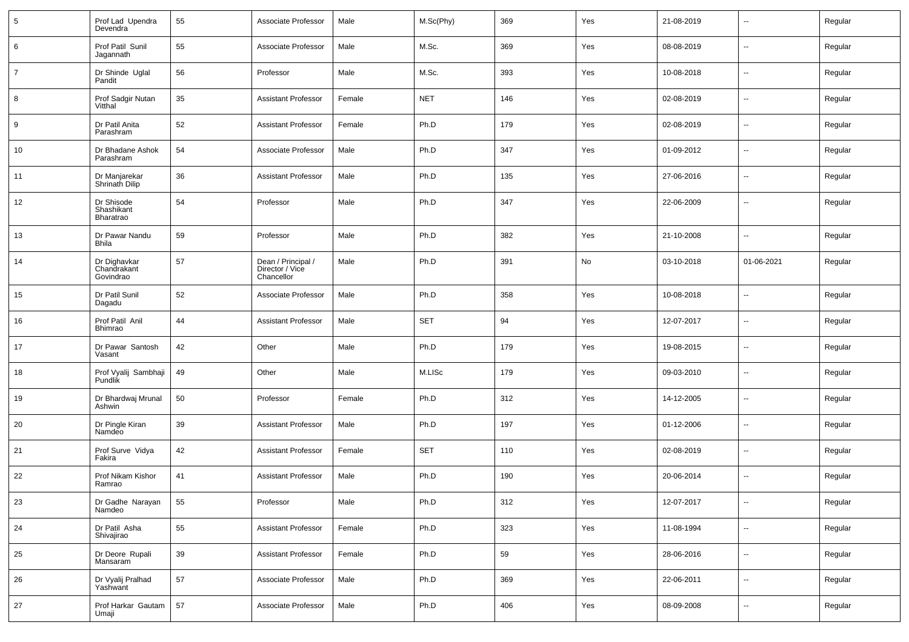| 5 | Prof Lad Upendra Devendra | 55 | Associate Professor | Male | M.Sc(Phy) | 369 | Yes | 21-08-2019 | -- | Regular |
|---|---|---|---|---|---|---|---|---|---|---|
| 6 | Prof Patil Sunil Jagannath | 55 | Associate Professor | Male | M.Sc. | 369 | Yes | 08-08-2019 | -- | Regular |
| 7 | Dr Shinde Uglal Pandit | 56 | Professor | Male | M.Sc. | 393 | Yes | 10-08-2018 | -- | Regular |
| 8 | Prof Sadgir Nutan Vitthal | 35 | Assistant Professor | Female | NET | 146 | Yes | 02-08-2019 | -- | Regular |
| 9 | Dr Patil Anita Parashram | 52 | Assistant Professor | Female | Ph.D | 179 | Yes | 02-08-2019 | -- | Regular |
| 10 | Dr Bhadane Ashok Parashram | 54 | Associate Professor | Male | Ph.D | 347 | Yes | 01-09-2012 | -- | Regular |
| 11 | Dr Manjarekar Shrinath Dilip | 36 | Assistant Professor | Male | Ph.D | 135 | Yes | 27-06-2016 | -- | Regular |
| 12 | Dr Shisode Shashikant Bharatrao | 54 | Professor | Male | Ph.D | 347 | Yes | 22-06-2009 | -- | Regular |
| 13 | Dr Pawar Nandu Bhila | 59 | Professor | Male | Ph.D | 382 | Yes | 21-10-2008 | -- | Regular |
| 14 | Dr Dighavkar Chandrakant Govindrao | 57 | Dean / Principal / Director / Vice Chancellor | Male | Ph.D | 391 | No | 03-10-2018 | 01-06-2021 | Regular |
| 15 | Dr Patil Sunil Dagadu | 52 | Associate Professor | Male | Ph.D | 358 | Yes | 10-08-2018 | -- | Regular |
| 16 | Prof Patil Anil Bhimrao | 44 | Assistant Professor | Male | SET | 94 | Yes | 12-07-2017 | -- | Regular |
| 17 | Dr Pawar Santosh Vasant | 42 | Other | Male | Ph.D | 179 | Yes | 19-08-2015 | -- | Regular |
| 18 | Prof Vyalij Sambhaji Pundlik | 49 | Other | Male | M.LISc | 179 | Yes | 09-03-2010 | -- | Regular |
| 19 | Dr Bhardwaj Mrunal Ashwin | 50 | Professor | Female | Ph.D | 312 | Yes | 14-12-2005 | -- | Regular |
| 20 | Dr Pingle Kiran Namdeo | 39 | Assistant Professor | Male | Ph.D | 197 | Yes | 01-12-2006 | -- | Regular |
| 21 | Prof Surve Vidya Fakira | 42 | Assistant Professor | Female | SET | 110 | Yes | 02-08-2019 | -- | Regular |
| 22 | Prof Nikam Kishor Ramrao | 41 | Assistant Professor | Male | Ph.D | 190 | Yes | 20-06-2014 | -- | Regular |
| 23 | Dr Gadhe Narayan Namdeo | 55 | Professor | Male | Ph.D | 312 | Yes | 12-07-2017 | -- | Regular |
| 24 | Dr Patil Asha Shivajirao | 55 | Assistant Professor | Female | Ph.D | 323 | Yes | 11-08-1994 | -- | Regular |
| 25 | Dr Deore Rupali Mansaram | 39 | Assistant Professor | Female | Ph.D | 59 | Yes | 28-06-2016 | -- | Regular |
| 26 | Dr Vyalij Pralhad Yashwant | 57 | Associate Professor | Male | Ph.D | 369 | Yes | 22-06-2011 | -- | Regular |
| 27 | Prof Harkar Gautam Umaji | 57 | Associate Professor | Male | Ph.D | 406 | Yes | 08-09-2008 | -- | Regular |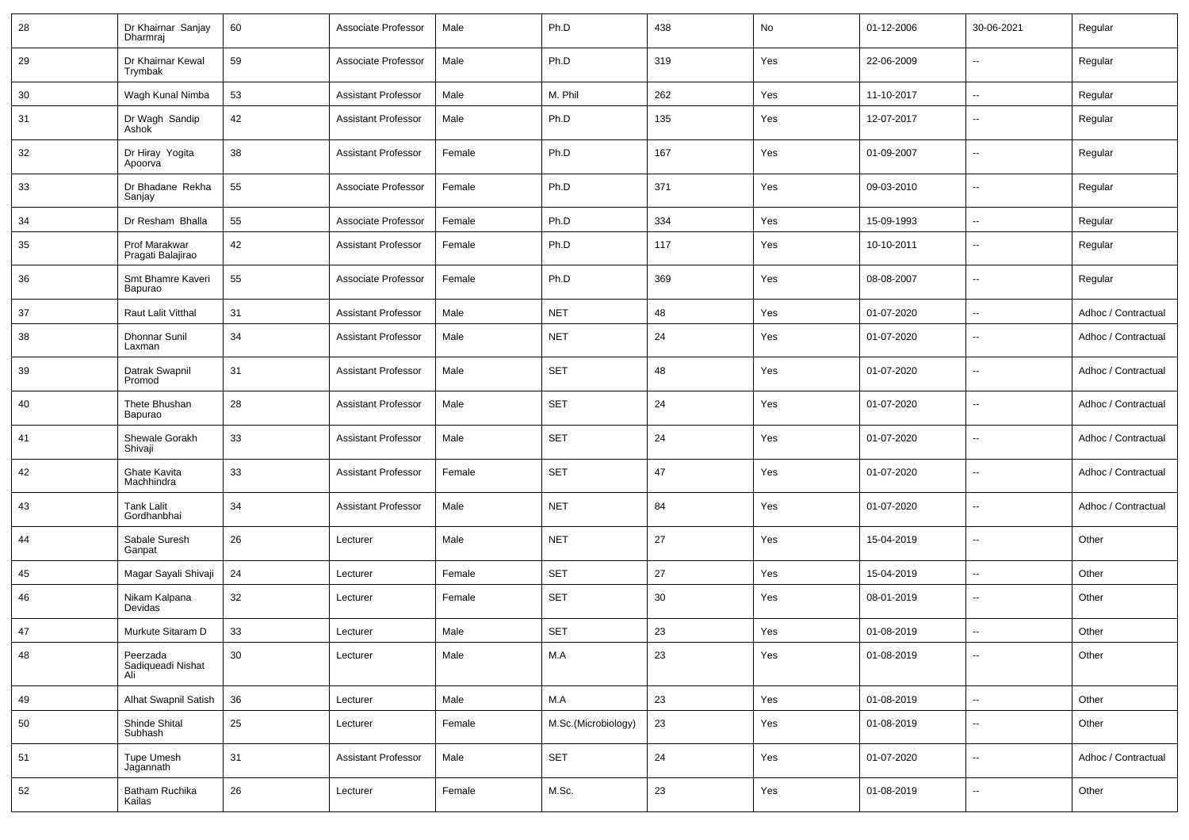| 28 | Dr Khairnar Sanjay Dharmraj | 60 | Associate Professor | Male | Ph.D | 438 | No | 01-12-2006 | 30-06-2021 | Regular |
|---|---|---|---|---|---|---|---|---|---|---|
| 29 | Dr Khairnar Kewal Trymbak | 59 | Associate Professor | Male | Ph.D | 319 | Yes | 22-06-2009 | -- | Regular |
| 30 | Wagh Kunal Nimba | 53 | Assistant Professor | Male | M. Phil | 262 | Yes | 11-10-2017 | -- | Regular |
| 31 | Dr Wagh Sandip Ashok | 42 | Assistant Professor | Male | Ph.D | 135 | Yes | 12-07-2017 | -- | Regular |
| 32 | Dr Hiray Yogita Apoorva | 38 | Assistant Professor | Female | Ph.D | 167 | Yes | 01-09-2007 | -- | Regular |
| 33 | Dr Bhadane Rekha Sanjay | 55 | Associate Professor | Female | Ph.D | 371 | Yes | 09-03-2010 | -- | Regular |
| 34 | Dr Resham Bhalla | 55 | Associate Professor | Female | Ph.D | 334 | Yes | 15-09-1993 | -- | Regular |
| 35 | Prof Marakwar Pragati Balajirao | 42 | Assistant Professor | Female | Ph.D | 117 | Yes | 10-10-2011 | -- | Regular |
| 36 | Smt Bhamre Kaveri Bapurao | 55 | Associate Professor | Female | Ph.D | 369 | Yes | 08-08-2007 | -- | Regular |
| 37 | Raut Lalit Vitthal | 31 | Assistant Professor | Male | NET | 48 | Yes | 01-07-2020 | -- | Adhoc / Contractual |
| 38 | Dhonnar Sunil Laxman | 34 | Assistant Professor | Male | NET | 24 | Yes | 01-07-2020 | -- | Adhoc / Contractual |
| 39 | Datrak Swapnil Promod | 31 | Assistant Professor | Male | SET | 48 | Yes | 01-07-2020 | -- | Adhoc / Contractual |
| 40 | Thete Bhushan Bapurao | 28 | Assistant Professor | Male | SET | 24 | Yes | 01-07-2020 | -- | Adhoc / Contractual |
| 41 | Shewale Gorakh Shivaji | 33 | Assistant Professor | Male | SET | 24 | Yes | 01-07-2020 | -- | Adhoc / Contractual |
| 42 | Ghate Kavita Machhindra | 33 | Assistant Professor | Female | SET | 47 | Yes | 01-07-2020 | -- | Adhoc / Contractual |
| 43 | Tank Lalit Gordhanbhai | 34 | Assistant Professor | Male | NET | 84 | Yes | 01-07-2020 | -- | Adhoc / Contractual |
| 44 | Sabale Suresh Ganpat | 26 | Lecturer | Male | NET | 27 | Yes | 15-04-2019 | -- | Other |
| 45 | Magar Sayali Shivaji | 24 | Lecturer | Female | SET | 27 | Yes | 15-04-2019 | -- | Other |
| 46 | Nikam Kalpana Devidas | 32 | Lecturer | Female | SET | 30 | Yes | 08-01-2019 | -- | Other |
| 47 | Murkute Sitaram D | 33 | Lecturer | Male | SET | 23 | Yes | 01-08-2019 | -- | Other |
| 48 | Peerzada Sadiqueadi Nishat Ali | 30 | Lecturer | Male | M.A | 23 | Yes | 01-08-2019 | -- | Other |
| 49 | Alhat Swapnil Satish | 36 | Lecturer | Male | M.A | 23 | Yes | 01-08-2019 | -- | Other |
| 50 | Shinde Shital Subhash | 25 | Lecturer | Female | M.Sc.(Microbiology) | 23 | Yes | 01-08-2019 | -- | Other |
| 51 | Tupe Umesh Jagannath | 31 | Assistant Professor | Male | SET | 24 | Yes | 01-07-2020 | -- | Adhoc / Contractual |
| 52 | Batham Ruchika Kailas | 26 | Lecturer | Female | M.Sc. | 23 | Yes | 01-08-2019 | -- | Other |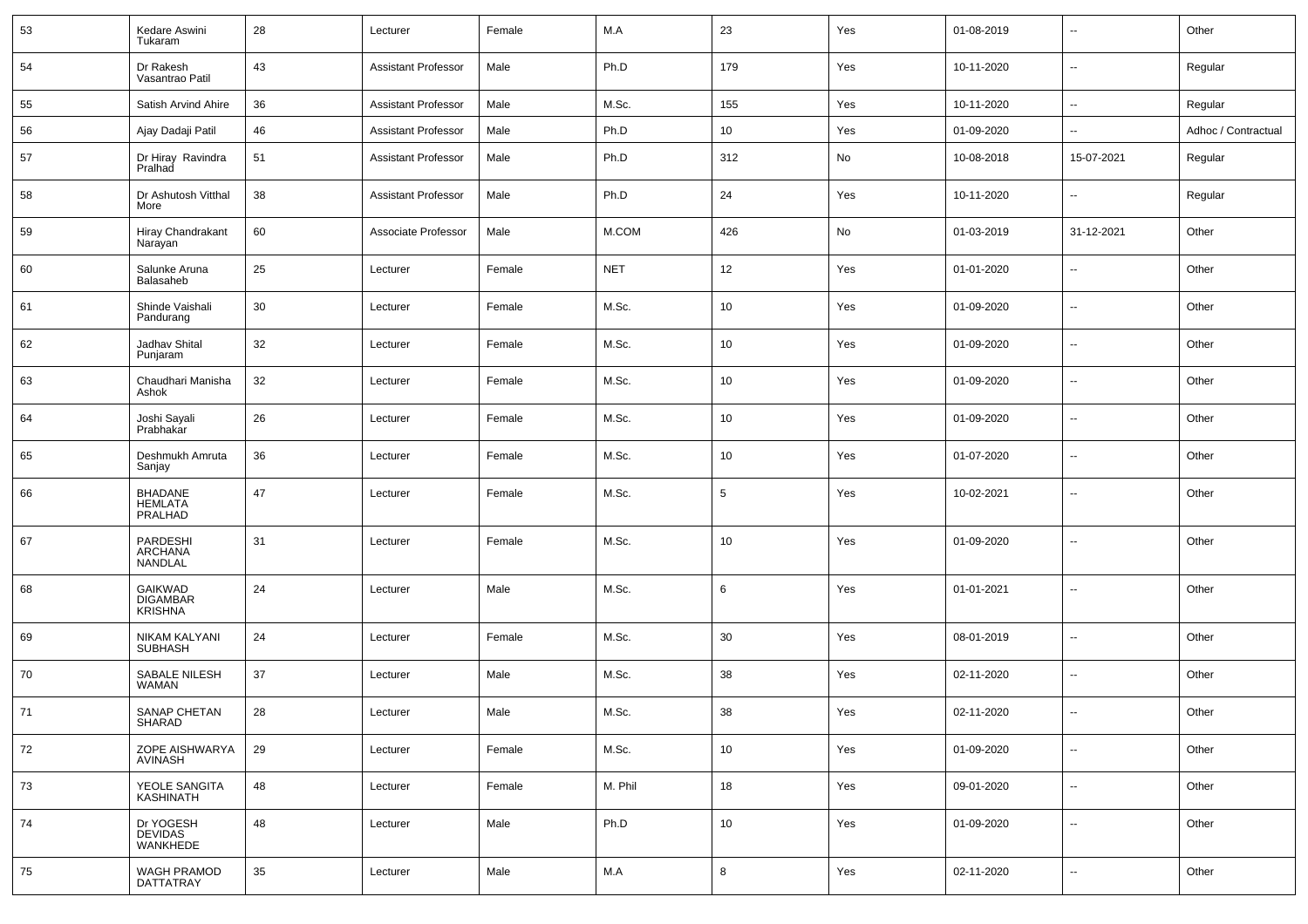| 53 | Kedare Aswini Tukaram | 28 | Lecturer | Female | M.A | 23 | Yes | 01-08-2019 | -- | Other |
|---|---|---|---|---|---|---|---|---|---|---|
| 54 | Dr Rakesh Vasantrao Patil | 43 | Assistant Professor | Male | Ph.D | 179 | Yes | 10-11-2020 | -- | Regular |
| 55 | Satish Arvind Ahire | 36 | Assistant Professor | Male | M.Sc. | 155 | Yes | 10-11-2020 | -- | Regular |
| 56 | Ajay Dadaji Patil | 46 | Assistant Professor | Male | Ph.D | 10 | Yes | 01-09-2020 | -- | Adhoc / Contractual |
| 57 | Dr Hiray Ravindra Pralhad | 51 | Assistant Professor | Male | Ph.D | 312 | No | 10-08-2018 | 15-07-2021 | Regular |
| 58 | Dr Ashutosh Vitthal More | 38 | Assistant Professor | Male | Ph.D | 24 | Yes | 10-11-2020 | -- | Regular |
| 59 | Hiray Chandrakant Narayan | 60 | Associate Professor | Male | M.COM | 426 | No | 01-03-2019 | 31-12-2021 | Other |
| 60 | Salunke Aruna Balasaheb | 25 | Lecturer | Female | NET | 12 | Yes | 01-01-2020 | -- | Other |
| 61 | Shinde Vaishali Pandurang | 30 | Lecturer | Female | M.Sc. | 10 | Yes | 01-09-2020 | -- | Other |
| 62 | Jadhav Shital Punjaram | 32 | Lecturer | Female | M.Sc. | 10 | Yes | 01-09-2020 | -- | Other |
| 63 | Chaudhari Manisha Ashok | 32 | Lecturer | Female | M.Sc. | 10 | Yes | 01-09-2020 | -- | Other |
| 64 | Joshi Sayali Prabhakar | 26 | Lecturer | Female | M.Sc. | 10 | Yes | 01-09-2020 | -- | Other |
| 65 | Deshmukh Amruta Sanjay | 36 | Lecturer | Female | M.Sc. | 10 | Yes | 01-07-2020 | -- | Other |
| 66 | BHADANE HEMLATA PRALHAD | 47 | Lecturer | Female | M.Sc. | 5 | Yes | 10-02-2021 | -- | Other |
| 67 | PARDESHI ARCHANA NANDLAL | 31 | Lecturer | Female | M.Sc. | 10 | Yes | 01-09-2020 | -- | Other |
| 68 | GAIKWAD DIGAMBAR KRISHNA | 24 | Lecturer | Male | M.Sc. | 6 | Yes | 01-01-2021 | -- | Other |
| 69 | NIKAM KALYANI SUBHASH | 24 | Lecturer | Female | M.Sc. | 30 | Yes | 08-01-2019 | -- | Other |
| 70 | SABALE NILESH WAMAN | 37 | Lecturer | Male | M.Sc. | 38 | Yes | 02-11-2020 | -- | Other |
| 71 | SANAP CHETAN SHARAD | 28 | Lecturer | Male | M.Sc. | 38 | Yes | 02-11-2020 | -- | Other |
| 72 | ZOPE AISHWARYA AVINASH | 29 | Lecturer | Female | M.Sc. | 10 | Yes | 01-09-2020 | -- | Other |
| 73 | YEOLE SANGITA KASHINATH | 48 | Lecturer | Female | M. Phil | 18 | Yes | 09-01-2020 | -- | Other |
| 74 | Dr YOGESH DEVIDAS WANKHEDE | 48 | Lecturer | Male | Ph.D | 10 | Yes | 01-09-2020 | -- | Other |
| 75 | WAGH PRAMOD DATTATRAY | 35 | Lecturer | Male | M.A | 8 | Yes | 02-11-2020 | -- | Other |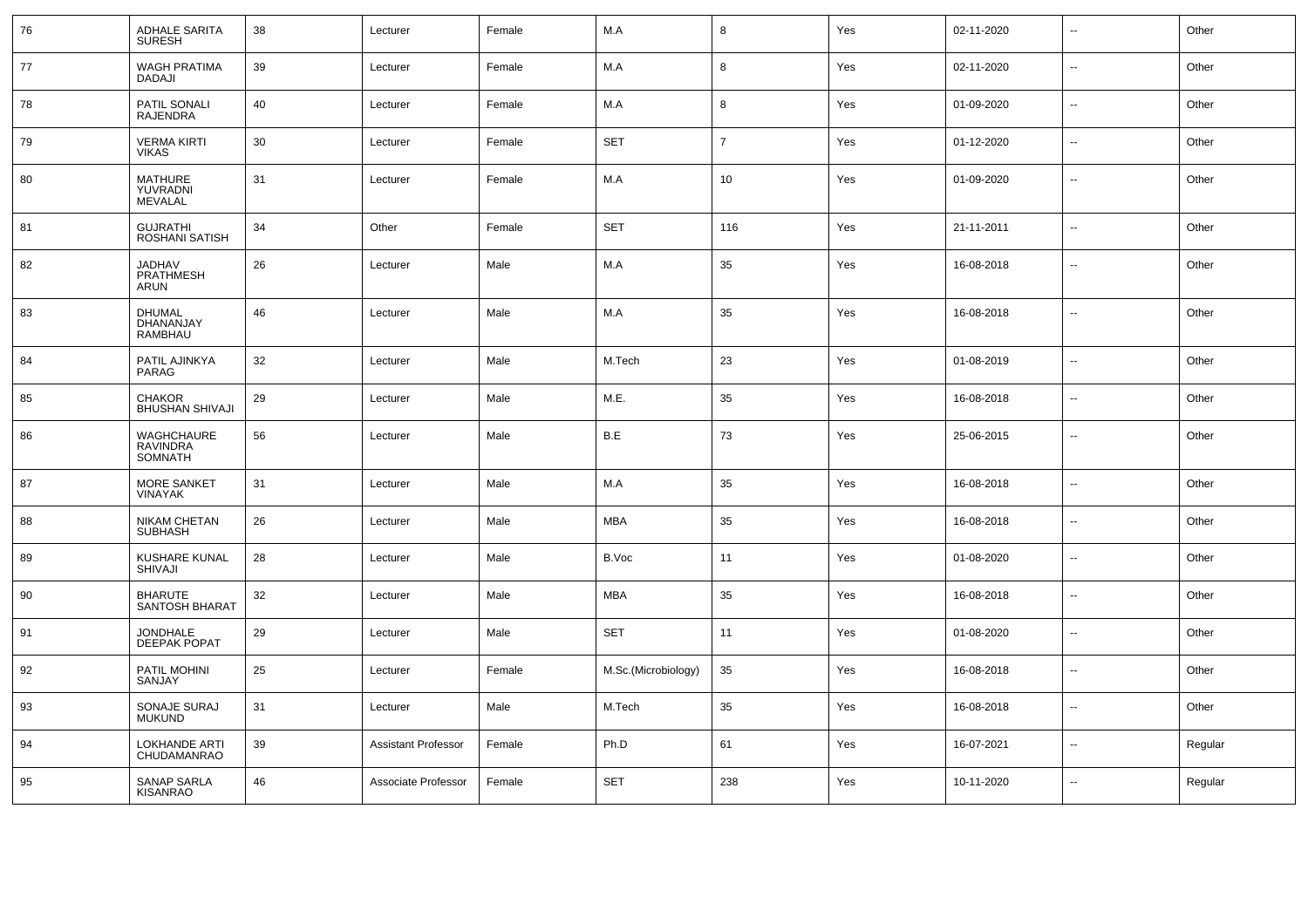| | | | | | | | | | | |
|---|---|---|---|---|---|---|---|---|---|---|
| 76 | ADHALE SARITA SURESH | 38 | Lecturer | Female | M.A | 8 | Yes | 02-11-2020 | -- | Other |
| 77 | WAGH PRATIMA DADAJI | 39 | Lecturer | Female | M.A | 8 | Yes | 02-11-2020 | -- | Other |
| 78 | PATIL SONALI RAJENDRA | 40 | Lecturer | Female | M.A | 8 | Yes | 01-09-2020 | -- | Other |
| 79 | VERMA KIRTI VIKAS | 30 | Lecturer | Female | SET | 7 | Yes | 01-12-2020 | -- | Other |
| 80 | MATHURE YUVRADNI MEVALAL | 31 | Lecturer | Female | M.A | 10 | Yes | 01-09-2020 | -- | Other |
| 81 | GUJRATHI ROSHANI SATISH | 34 | Other | Female | SET | 116 | Yes | 21-11-2011 | -- | Other |
| 82 | JADHAV PRATHMESH ARUN | 26 | Lecturer | Male | M.A | 35 | Yes | 16-08-2018 | -- | Other |
| 83 | DHUMAL DHANANJAY RAMBHAU | 46 | Lecturer | Male | M.A | 35 | Yes | 16-08-2018 | -- | Other |
| 84 | PATIL AJINKYA PARAG | 32 | Lecturer | Male | M.Tech | 23 | Yes | 01-08-2019 | -- | Other |
| 85 | CHAKOR BHUSHAN SHIVAJI | 29 | Lecturer | Male | M.E. | 35 | Yes | 16-08-2018 | -- | Other |
| 86 | WAGHCHAURE RAVINDRA SOMNATH | 56 | Lecturer | Male | B.E | 73 | Yes | 25-06-2015 | -- | Other |
| 87 | MORE SANKET VINAYAK | 31 | Lecturer | Male | M.A | 35 | Yes | 16-08-2018 | -- | Other |
| 88 | NIKAM CHETAN SUBHASH | 26 | Lecturer | Male | MBA | 35 | Yes | 16-08-2018 | -- | Other |
| 89 | KUSHARE KUNAL SHIVAJI | 28 | Lecturer | Male | B.Voc | 11 | Yes | 01-08-2020 | -- | Other |
| 90 | BHARUTE SANTOSH BHARAT | 32 | Lecturer | Male | MBA | 35 | Yes | 16-08-2018 | -- | Other |
| 91 | JONDHALE DEEPAK POPAT | 29 | Lecturer | Male | SET | 11 | Yes | 01-08-2020 | -- | Other |
| 92 | PATIL MOHINI SANJAY | 25 | Lecturer | Female | M.Sc.(Microbiology) | 35 | Yes | 16-08-2018 | -- | Other |
| 93 | SONAJE SURAJ MUKUND | 31 | Lecturer | Male | M.Tech | 35 | Yes | 16-08-2018 | -- | Other |
| 94 | LOKHANDE ARTI CHUDAMANRAO | 39 | Assistant Professor | Female | Ph.D | 61 | Yes | 16-07-2021 | -- | Regular |
| 95 | SANAP SARLA KISANRAO | 46 | Associate Professor | Female | SET | 238 | Yes | 10-11-2020 | -- | Regular |